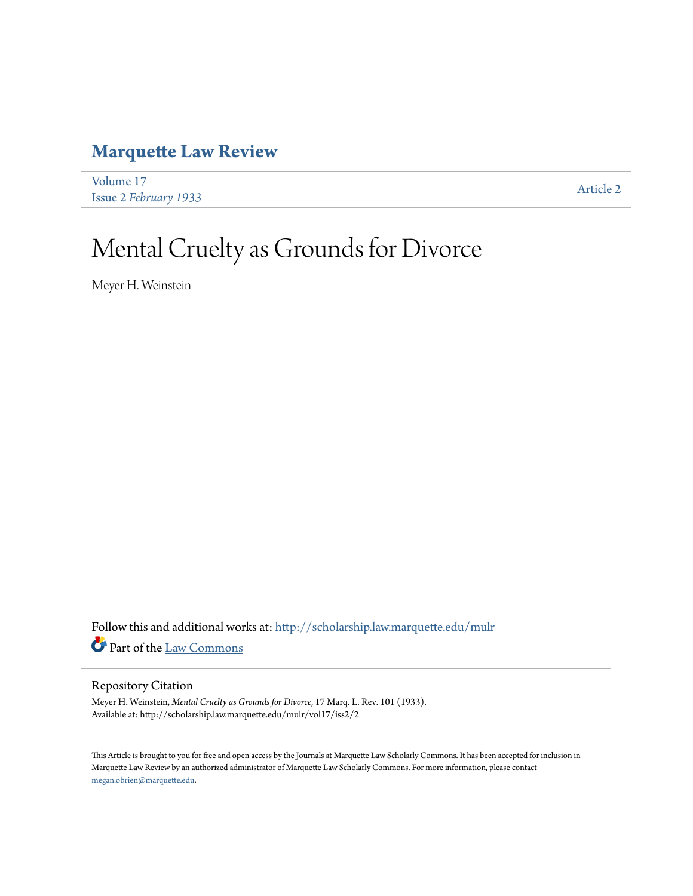# Marquette Law Review

Volume 17
Issue 2 *February 1933*

Article 2

# Mental Cruelty as Grounds for Divorce

Meyer H. Weinstein

Follow this and additional works at: http://scholarship.law.marquette.edu/mulr

Part of the Law Commons

## Repository Citation

Meyer H. Weinstein, *Mental Cruelty as Grounds for Divorce*, 17 Marq. L. Rev. 101 (1933).
Available at: http://scholarship.law.marquette.edu/mulr/vol17/iss2/2

This Article is brought to you for free and open access by the Journals at Marquette Law Scholarly Commons. It has been accepted for inclusion in Marquette Law Review by an authorized administrator of Marquette Law Scholarly Commons. For more information, please contact megan.obrien@marquette.edu.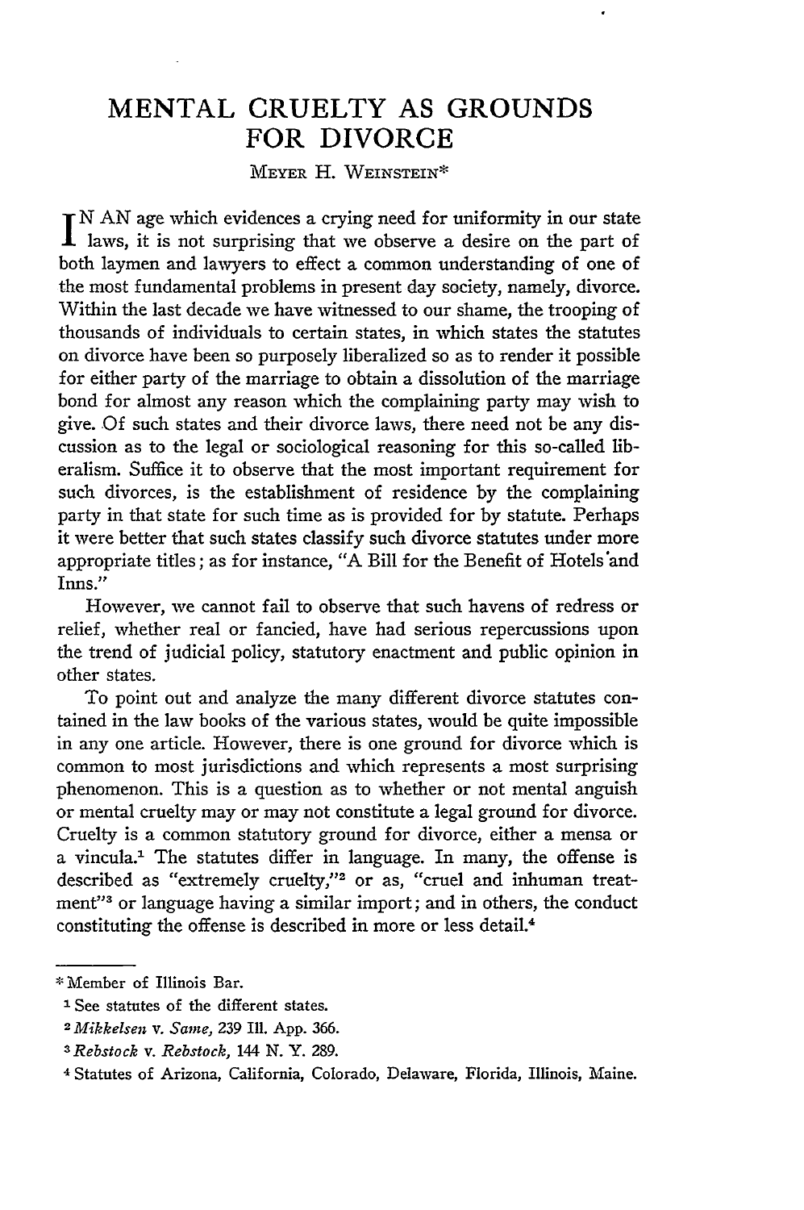# MENTAL CRUELTY AS GROUNDS FOR DIVORCE

MEYER H. WEINSTEIN*

IN AN age which evidences a crying need for uniformity in our state laws, it is not surprising that we observe a desire on the part of both laymen and lawyers to effect a common understanding of one of the most fundamental problems in present day society, namely, divorce. Within the last decade we have witnessed to our shame, the trooping of thousands of individuals to certain states, in which states the statutes on divorce have been so purposely liberalized so as to render it possible for either party of the marriage to obtain a dissolution of the marriage bond for almost any reason which the complaining party may wish to give. Of such states and their divorce laws, there need not be any discussion as to the legal or sociological reasoning for this so-called liberalism. Suffice it to observe that the most important requirement for such divorces, is the establishment of residence by the complaining party in that state for such time as is provided for by statute. Perhaps it were better that such states classify such divorce statutes under more appropriate titles; as for instance, "A Bill for the Benefit of Hotels and Inns."

However, we cannot fail to observe that such havens of redress or relief, whether real or fancied, have had serious repercussions upon the trend of judicial policy, statutory enactment and public opinion in other states.

To point out and analyze the many different divorce statutes contained in the law books of the various states, would be quite impossible in any one article. However, there is one ground for divorce which is common to most jurisdictions and which represents a most surprising phenomenon. This is a question as to whether or not mental anguish or mental cruelty may or may not constitute a legal ground for divorce. Cruelty is a common statutory ground for divorce, either a mensa or a vincula.[1] The statutes differ in language. In many, the offense is described as "extremely cruelty,"[2] or as, "cruel and inhuman treatment"[3] or language having a similar import; and in others, the conduct constituting the offense is described in more or less detail.[4]

---

\* Member of Illinois Bar.

[1] See statutes of the different states.

[2] *Mikkelsen* v. *Same*, 239 Ill. App. 366.

[3] *Rebstock* v. *Rebstock*, 144 N. Y. 289.

[4] Statutes of Arizona, California, Colorado, Delaware, Florida, Illinois, Maine.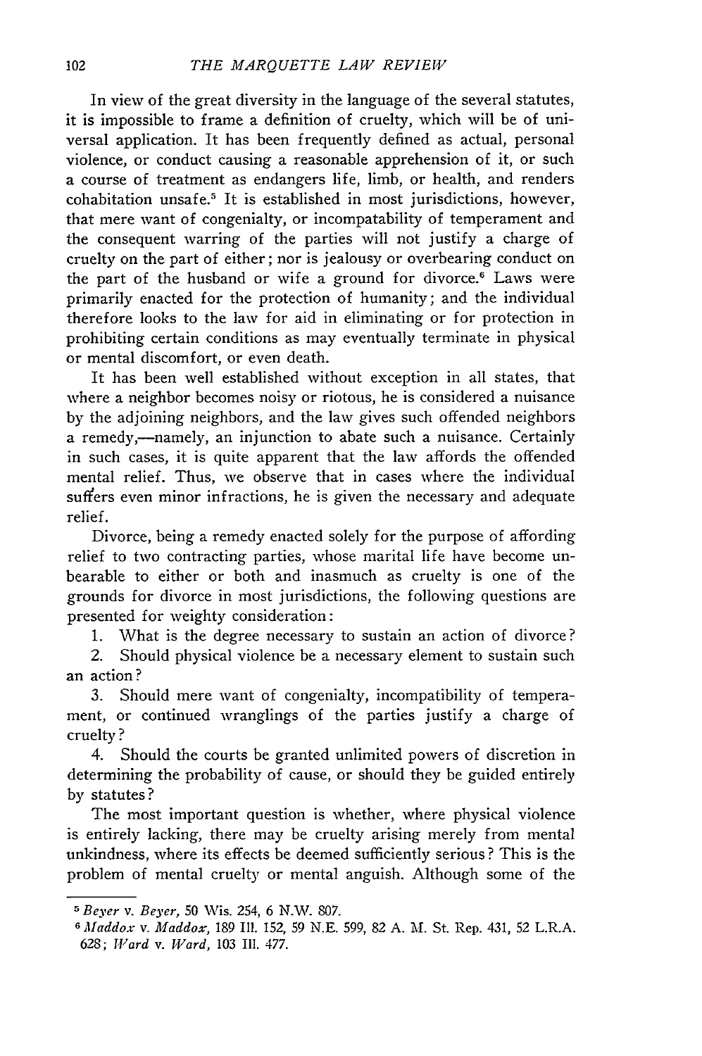In view of the great diversity in the language of the several statutes, it is impossible to frame a definition of cruelty, which will be of universal application. It has been frequently defined as actual, personal violence, or conduct causing a reasonable apprehension of it, or such a course of treatment as endangers life, limb, or health, and renders cohabitation unsafe.[5] It is established in most jurisdictions, however, that mere want of congenialty, or incompatability of temperament and the consequent warring of the parties will not justify a charge of cruelty on the part of either; nor is jealousy or overbearing conduct on the part of the husband or wife a ground for divorce.[6] Laws were primarily enacted for the protection of humanity; and the individual therefore looks to the law for aid in eliminating or for protection in prohibiting certain conditions as may eventually terminate in physical or mental discomfort, or even death.

It has been well established without exception in all states, that where a neighbor becomes noisy or riotous, he is considered a nuisance by the adjoining neighbors, and the law gives such offended neighbors a remedy,—namely, an injunction to abate such a nuisance. Certainly in such cases, it is quite apparent that the law affords the offended mental relief. Thus, we observe that in cases where the individual suffers even minor infractions, he is given the necessary and adequate relief.

Divorce, being a remedy enacted solely for the purpose of affording relief to two contracting parties, whose marital life have become unbearable to either or both and inasmuch as cruelty is one of the grounds for divorce in most jurisdictions, the following questions are presented for weighty consideration:

1. What is the degree necessary to sustain an action of divorce?
2. Should physical violence be a necessary element to sustain such an action?
3. Should mere want of congenialty, incompatibility of temperament, or continued wranglings of the parties justify a charge of cruelty?
4. Should the courts be granted unlimited powers of discretion in determining the probability of cause, or should they be guided entirely by statutes?

The most important question is whether, where physical violence is entirely lacking, there may be cruelty arising merely from mental unkindness, where its effects be deemed sufficiently serious? This is the problem of mental cruelty or mental anguish. Although some of the

---

[5] *Beyer* v. *Beyer*, 50 Wis. 254, 6 N.W. 807.

[6] *Maddox* v. *Maddox*, 189 Ill. 152, 59 N.E. 599, 82 A. M. St. Rep. 431, 52 L.R.A. 628; *Ward* v. *Ward*, 103 Ill. 477.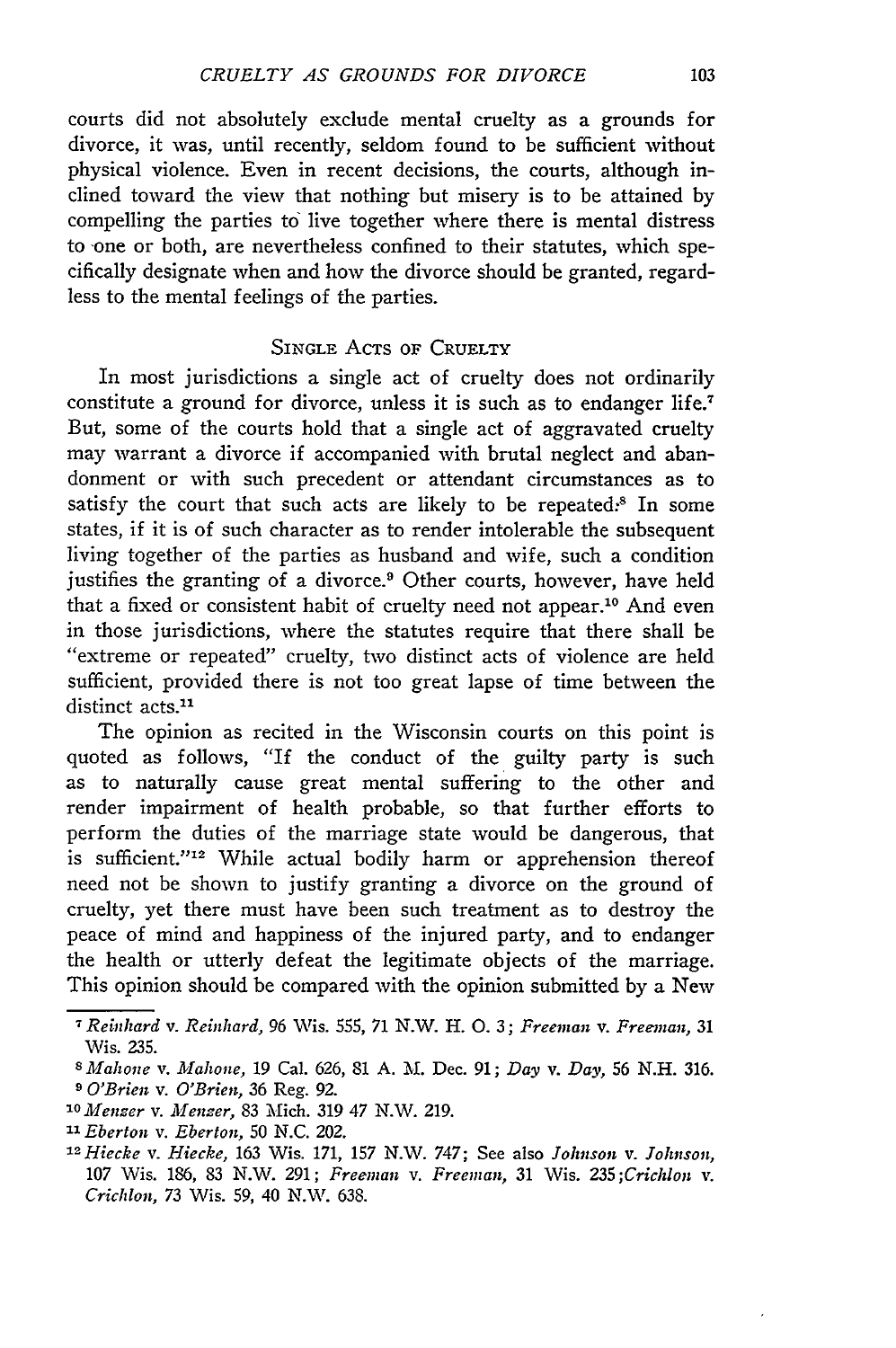courts did not absolutely exclude mental cruelty as a grounds for divorce, it was, until recently, seldom found to be sufficient without physical violence. Even in recent decisions, the courts, although inclined toward the view that nothing but misery is to be attained by compelling the parties to live together where there is mental distress to one or both, are nevertheless confined to their statutes, which specifically designate when and how the divorce should be granted, regardless to the mental feelings of the parties.

## SINGLE ACTS OF CRUELTY

In most jurisdictions a single act of cruelty does not ordinarily constitute a ground for divorce, unless it is such as to endanger life.[7] But, some of the courts hold that a single act of aggravated cruelty may warrant a divorce if accompanied with brutal neglect and abandonment or with such precedent or attendant circumstances as to satisfy the court that such acts are likely to be repeated.[8] In some states, if it is of such character as to render intolerable the subsequent living together of the parties as husband and wife, such a condition justifies the granting of a divorce.[9] Other courts, however, have held that a fixed or consistent habit of cruelty need not appear.[10] And even in those jurisdictions, where the statutes require that there shall be "extreme or repeated" cruelty, two distinct acts of violence are held sufficient, provided there is not too great lapse of time between the distinct acts.[11]

The opinion as recited in the Wisconsin courts on this point is quoted as follows, "If the conduct of the guilty party is such as to naturally cause great mental suffering to the other and render impairment of health probable, so that further efforts to perform the duties of the marriage state would be dangerous, that is sufficient."[12] While actual bodily harm or apprehension thereof need not be shown to justify granting a divorce on the ground of cruelty, yet there must have been such treatment as to destroy the peace of mind and happiness of the injured party, and to endanger the health or utterly defeat the legitimate objects of the marriage. This opinion should be compared with the opinion submitted by a New

---

[7] *Reinhard* v. *Reinhard*, 96 Wis. 555, 71 N.W. H. O. 3; *Freeman* v. *Freeman*, 31 Wis. 235.

[8] *Mahone* v. *Mahone*, 19 Cal. 626, 81 A. M. Dec. 91; *Day* v. *Day*, 56 N.H. 316.

[9] *O'Brien* v. *O'Brien*, 36 Reg. 92.

[10] *Menzer* v. *Menzer*, 83 Mich. 319 47 N.W. 219.

[11] *Eberton* v. *Eberton*, 50 N.C. 202.

[12] *Hiecke* v. *Hiecke*, 163 Wis. 171, 157 N.W. 747; See also *Johnson* v. *Johnson*, 107 Wis. 186, 83 N.W. 291; *Freeman* v. *Freeman*, 31 Wis. 235; *Crichlon* v. *Crichlon*, 73 Wis. 59, 40 N.W. 638.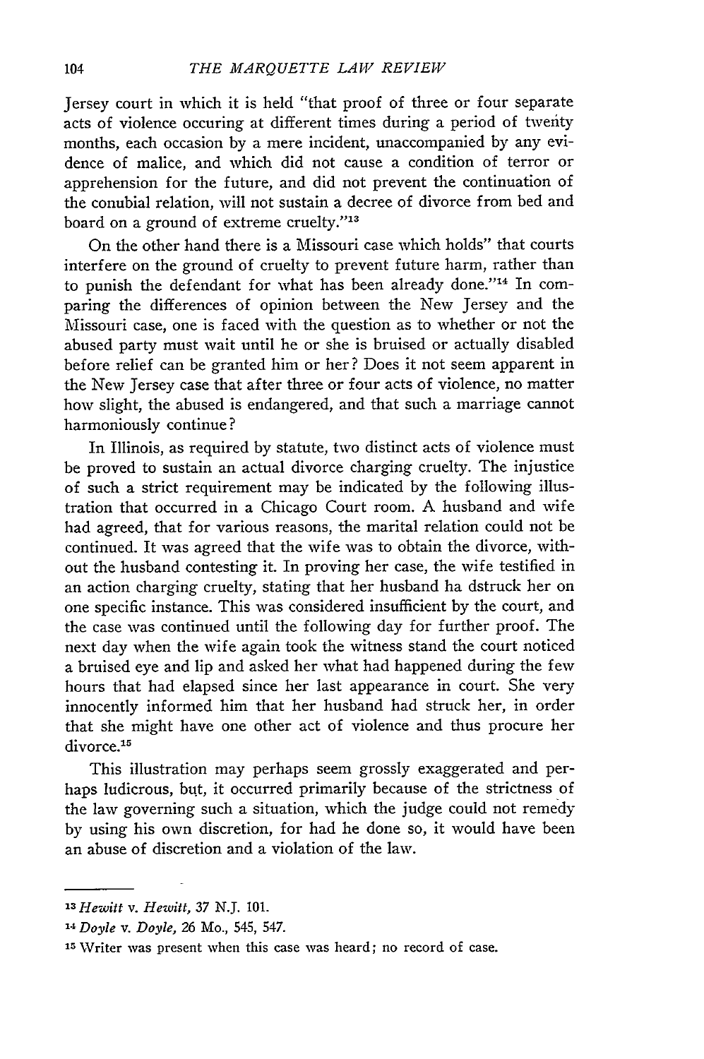Jersey court in which it is held "that proof of three or four separate acts of violence occuring at different times during a period of twenty months, each occasion by a mere incident, unaccompanied by any evidence of malice, and which did not cause a condition of terror or apprehension for the future, and did not prevent the continuation of the conubial relation, will not sustain a decree of divorce from bed and board on a ground of extreme cruelty."[13]

On the other hand there is a Missouri case which holds" that courts interfere on the ground of cruelty to prevent future harm, rather than to punish the defendant for what has been already done."[14] In comparing the differences of opinion between the New Jersey and the Missouri case, one is faced with the question as to whether or not the abused party must wait until he or she is bruised or actually disabled before relief can be granted him or her? Does it not seem apparent in the New Jersey case that after three or four acts of violence, no matter how slight, the abused is endangered, and that such a marriage cannot harmoniously continue?

In Illinois, as required by statute, two distinct acts of violence must be proved to sustain an actual divorce charging cruelty. The injustice of such a strict requirement may be indicated by the following illustration that occurred in a Chicago Court room. A husband and wife had agreed, that for various reasons, the marital relation could not be continued. It was agreed that the wife was to obtain the divorce, without the husband contesting it. In proving her case, the wife testified in an action charging cruelty, stating that her husband ha dstruck her on one specific instance. This was considered insufficient by the court, and the case was continued until the following day for further proof. The next day when the wife again took the witness stand the court noticed a bruised eye and lip and asked her what had happened during the few hours that had elapsed since her last appearance in court. She very innocently informed him that her husband had struck her, in order that she might have one other act of violence and thus procure her divorce.[15]

This illustration may perhaps seem grossly exaggerated and perhaps ludicrous, but, it occurred primarily because of the strictness of the law governing such a situation, which the judge could not remedy by using his own discretion, for had he done so, it would have been an abuse of discretion and a violation of the law.

---

[13] *Hewitt* v. *Hewitt*, 37 N.J. 101.

[14] *Doyle* v. *Doyle*, 26 Mo., 545, 547.

[15] Writer was present when this case was heard; no record of case.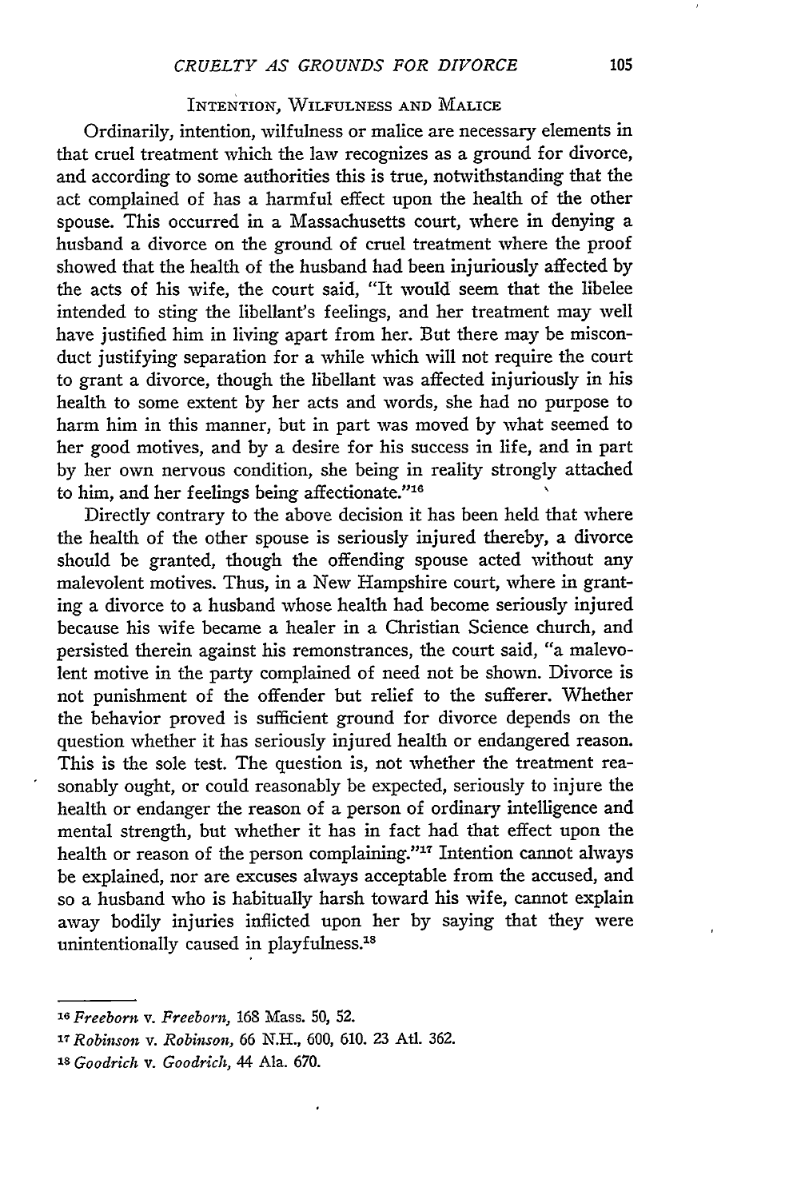### Intention, Wilfulness and Malice

Ordinarily, intention, wilfulness or malice are necessary elements in that cruel treatment which the law recognizes as a ground for divorce, and according to some authorities this is true, notwithstanding that the act complained of has a harmful effect upon the health of the other spouse. This occurred in a Massachusetts court, where in denying a husband a divorce on the ground of cruel treatment where the proof showed that the health of the husband had been injuriously affected by the acts of his wife, the court said, "It would seem that the libelee intended to sting the libellant's feelings, and her treatment may well have justified him in living apart from her. But there may be misconduct justifying separation for a while which will not require the court to grant a divorce, though the libellant was affected injuriously in his health to some extent by her acts and words, she had no purpose to harm him in this manner, but in part was moved by what seemed to her good motives, and by a desire for his success in life, and in part by her own nervous condition, she being in reality strongly attached to him, and her feelings being affectionate."[16]

Directly contrary to the above decision it has been held that where the health of the other spouse is seriously injured thereby, a divorce should be granted, though the offending spouse acted without any malevolent motives. Thus, in a New Hampshire court, where in granting a divorce to a husband whose health had become seriously injured because his wife became a healer in a Christian Science church, and persisted therein against his remonstrances, the court said, "a malevolent motive in the party complained of need not be shown. Divorce is not punishment of the offender but relief to the sufferer. Whether the behavior proved is sufficient ground for divorce depends on the question whether it has seriously injured health or endangered reason. This is the sole test. The question is, not whether the treatment reasonably ought, or could reasonably be expected, seriously to injure the health or endanger the reason of a person of ordinary intelligence and mental strength, but whether it has in fact had that effect upon the health or reason of the person complaining."[17] Intention cannot always be explained, nor are excuses always acceptable from the accused, and so a husband who is habitually harsh toward his wife, cannot explain away bodily injuries inflicted upon her by saying that they were unintentionally caused in playfulness.[18]

---

[16] *Freeborn* v. *Freeborn*, 168 Mass. 50, 52.

[17] *Robinson* v. *Robinson*, 66 N.H., 600, 610. 23 Atl. 362.

[18] *Goodrich* v. *Goodrich*, 44 Ala. 670.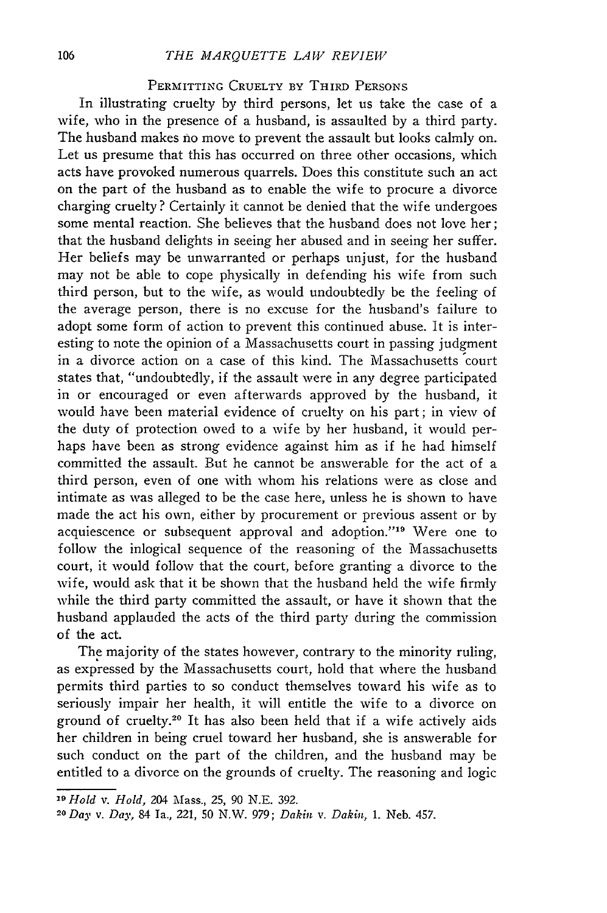## PERMITTING CRUELTY BY THIRD PERSONS

In illustrating cruelty by third persons, let us take the case of a wife, who in the presence of a husband, is assaulted by a third party. The husband makes no move to prevent the assault but looks calmly on. Let us presume that this has occurred on three other occasions, which acts have provoked numerous quarrels. Does this constitute such an act on the part of the husband as to enable the wife to procure a divorce charging cruelty? Certainly it cannot be denied that the wife undergoes some mental reaction. She believes that the husband does not love her; that the husband delights in seeing her abused and in seeing her suffer. Her beliefs may be unwarranted or perhaps unjust, for the husband may not be able to cope physically in defending his wife from such third person, but to the wife, as would undoubtedly be the feeling of the average person, there is no excuse for the husband's failure to adopt some form of action to prevent this continued abuse. It is interesting to note the opinion of a Massachusetts court in passing judgment in a divorce action on a case of this kind. The Massachusetts court states that, "undoubtedly, if the assault were in any degree participated in or encouraged or even afterwards approved by the husband, it would have been material evidence of cruelty on his part; in view of the duty of protection owed to a wife by her husband, it would perhaps have been as strong evidence against him as if he had himself committed the assault. But he cannot be answerable for the act of a third person, even of one with whom his relations were as close and intimate as was alleged to be the case here, unless he is shown to have made the act his own, either by procurement or previous assent or by acquiescence or subsequent approval and adoption."[19] Were one to follow the inlogical sequence of the reasoning of the Massachusetts court, it would follow that the court, before granting a divorce to the wife, would ask that it be shown that the husband held the wife firmly while the third party committed the assault, or have it shown that the husband applauded the acts of the third party during the commission of the act.

The majority of the states however, contrary to the minority ruling, as expressed by the Massachusetts court, hold that where the husband permits third parties to so conduct themselves toward his wife as to seriously impair her health, it will entitle the wife to a divorce on ground of cruelty.[20] It has also been held that if a wife actively aids her children in being cruel toward her husband, she is answerable for such conduct on the part of the children, and the husband may be entitled to a divorce on the grounds of cruelty. The reasoning and logic

---

[19] *Hold* v. *Hold*, 204 Mass., 25, 90 N.E. 392.

[20] *Day* v. *Day*, 84 Ia., 221, 50 N.W. 979; *Dakin* v. *Dakin*, 1. Neb. 457.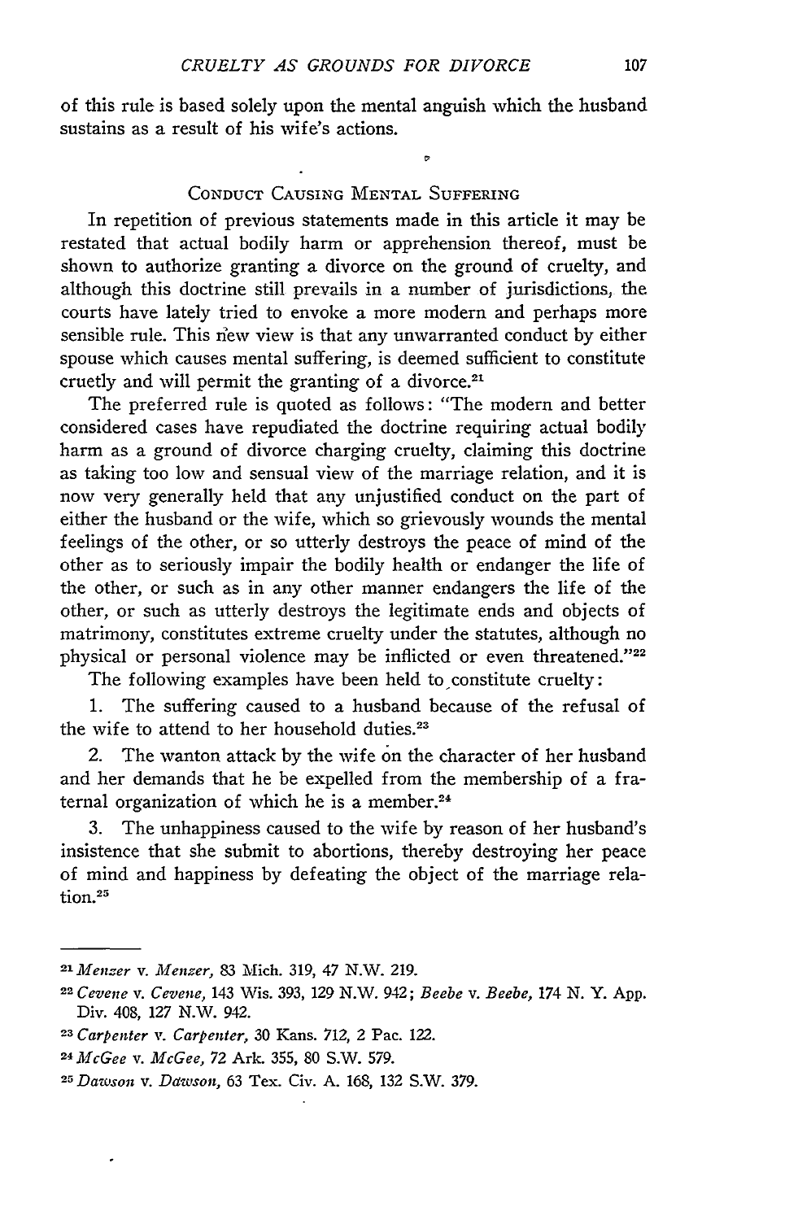of this rule is based solely upon the mental anguish which the husband sustains as a result of his wife's actions.

## Conduct Causing Mental Suffering

In repetition of previous statements made in this article it may be restated that actual bodily harm or apprehension thereof, must be shown to authorize granting a divorce on the ground of cruelty, and although this doctrine still prevails in a number of jurisdictions, the courts have lately tried to envoke a more modern and perhaps more sensible rule. This new view is that any unwarranted conduct by either spouse which causes mental suffering, is deemed sufficient to constitute cruetly and will permit the granting of a divorce.[21]

The preferred rule is quoted as follows: "The modern and better considered cases have repudiated the doctrine requiring actual bodily harm as a ground of divorce charging cruelty, claiming this doctrine as taking too low and sensual view of the marriage relation, and it is now very generally held that any unjustified conduct on the part of either the husband or the wife, which so grievously wounds the mental feelings of the other, or so utterly destroys the peace of mind of the other as to seriously impair the bodily health or endanger the life of the other, or such as in any other manner endangers the life of the other, or such as utterly destroys the legitimate ends and objects of matrimony, constitutes extreme cruelty under the statutes, although no physical or personal violence may be inflicted or even threatened."[22]

The following examples have been held to constitute cruelty:

1. The suffering caused to a husband because of the refusal of the wife to attend to her household duties.[23]

2. The wanton attack by the wife on the character of her husband and her demands that he be expelled from the membership of a fraternal organization of which he is a member.[24]

3. The unhappiness caused to the wife by reason of her husband's insistence that she submit to abortions, thereby destroying her peace of mind and happiness by defeating the object of the marriage relation.[25]

---

[21] *Menzer* v. *Menzer*, 83 Mich. 319, 47 N.W. 219.

[22] *Cevene* v. *Cevene*, 143 Wis. 393, 129 N.W. 942; *Beebe* v. *Beebe*, 174 N. Y. App. Div. 408, 127 N.W. 942.

[23] *Carpenter* v. *Carpenter*, 30 Kans. 712, 2 Pac. 122.

[24] *McGee* v. *McGee*, 72 Ark. 355, 80 S.W. 579.

[25] *Dawson* v. *Dawson*, 63 Tex. Civ. A. 168, 132 S.W. 379.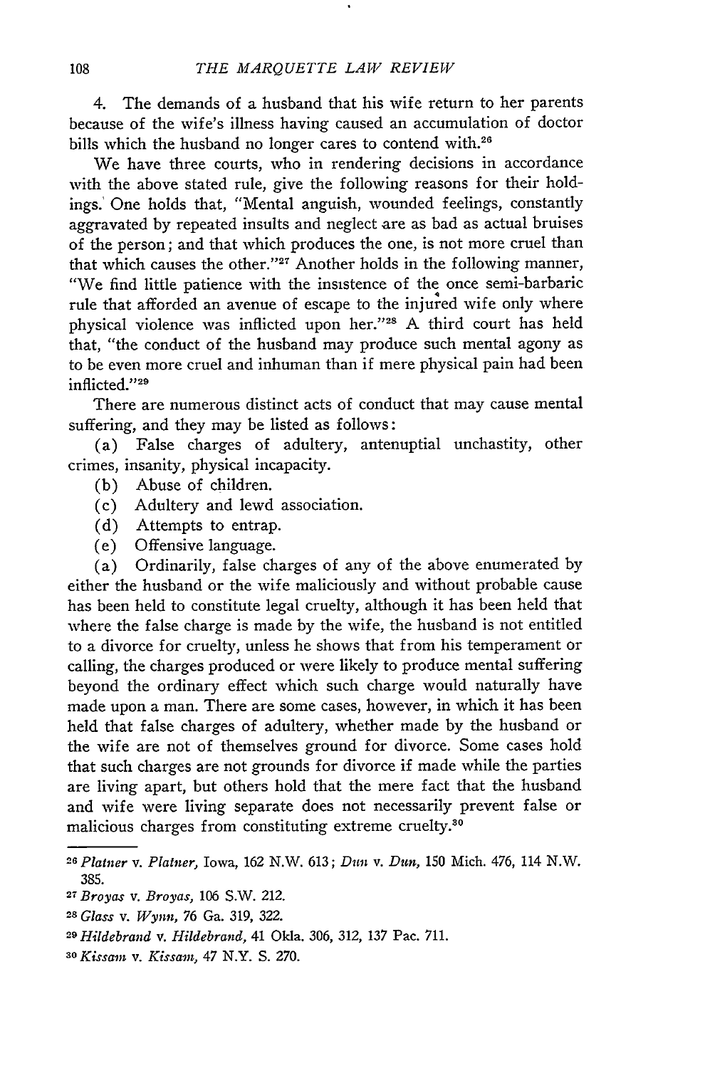4. The demands of a husband that his wife return to her parents because of the wife's illness having caused an accumulation of doctor bills which the husband no longer cares to contend with.[26]

We have three courts, who in rendering decisions in accordance with the above stated rule, give the following reasons for their holdings. One holds that, "Mental anguish, wounded feelings, constantly aggravated by repeated insults and neglect are as bad as actual bruises of the person; and that which produces the one, is not more cruel than that which causes the other."[27] Another holds in the following manner, "We find little patience with the insistence of the once semi-barbaric rule that afforded an avenue of escape to the injured wife only where physical violence was inflicted upon her."[28] A third court has held that, "the conduct of the husband may produce such mental agony as to be even more cruel and inhuman than if mere physical pain had been inflicted."[29]

There are numerous distinct acts of conduct that may cause mental suffering, and they may be listed as follows:

(a) False charges of adultery, antenuptial unchastity, other crimes, insanity, physical incapacity.

(b) Abuse of children.

(c) Adultery and lewd association.

(d) Attempts to entrap.

(e) Offensive language.

(a) Ordinarily, false charges of any of the above enumerated by either the husband or the wife maliciously and without probable cause has been held to constitute legal cruelty, although it has been held that where the false charge is made by the wife, the husband is not entitled to a divorce for cruelty, unless he shows that from his temperament or calling, the charges produced or were likely to produce mental suffering beyond the ordinary effect which such charge would naturally have made upon a man. There are some cases, however, in which it has been held that false charges of adultery, whether made by the husband or the wife are not of themselves ground for divorce. Some cases hold that such charges are not grounds for divorce if made while the parties are living apart, but others hold that the mere fact that the husband and wife were living separate does not necessarily prevent false or malicious charges from constituting extreme cruelty.[30]

---

[26] *Platner* v. *Platner*, Iowa, 162 N.W. 613; *Dun* v. *Dun*, 150 Mich. 476, 114 N.W. 385.

[27] *Broyas* v. *Broyas*, 106 S.W. 212.

[28] *Glass* v. *Wynn*, 76 Ga. 319, 322.

[29] *Hildebrand* v. *Hildebrand*, 41 Okla. 306, 312, 137 Pac. 711.

[30] *Kissam* v. *Kissam*, 47 N.Y. S. 270.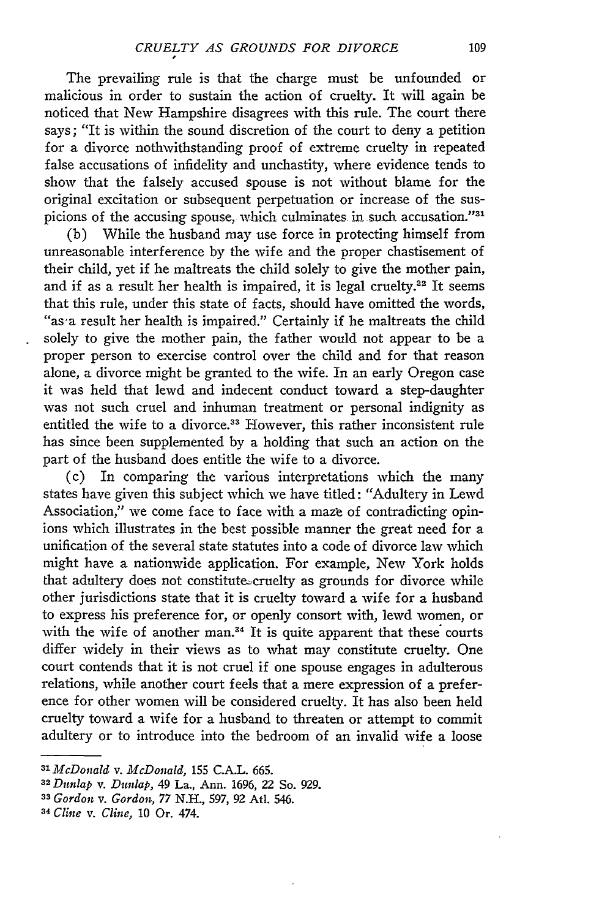The prevailing rule is that the charge must be unfounded or malicious in order to sustain the action of cruelty. It will again be noticed that New Hampshire disagrees with this rule. The court there says; "It is within the sound discretion of the court to deny a petition for a divorce nothwithstanding proof of extreme cruelty in repeated false accusations of infidelity and unchastity, where evidence tends to show that the falsely accused spouse is not without blame for the original excitation or subsequent perpetuation or increase of the suspicions of the accusing spouse, which culminates in such accusation."[31]

(b) While the husband may use force in protecting himself from unreasonable interference by the wife and the proper chastisement of their child, yet if he maltreats the child solely to give the mother pain, and if as a result her health is impaired, it is legal cruelty.[32] It seems that this rule, under this state of facts, should have omitted the words, "as a result her health is impaired." Certainly if he maltreats the child solely to give the mother pain, the father would not appear to be a proper person to exercise control over the child and for that reason alone, a divorce might be granted to the wife. In an early Oregon case it was held that lewd and indecent conduct toward a step-daughter was not such cruel and inhuman treatment or personal indignity as entitled the wife to a divorce.[33] However, this rather inconsistent rule has since been supplemented by a holding that such an action on the part of the husband does entitle the wife to a divorce.

(c) In comparing the various interpretations which the many states have given this subject which we have titled: "Adultery in Lewd Association," we come face to face with a maze of contradicting opinions which illustrates in the best possible manner the great need for a unification of the several state statutes into a code of divorce law which might have a nationwide application. For example, New York holds that adultery does not constitute cruelty as grounds for divorce while other jurisdictions state that it is cruelty toward a wife for a husband to express his preference for, or openly consort with, lewd women, or with the wife of another man.[34] It is quite apparent that these courts differ widely in their views as to what may constitute cruelty. One court contends that it is not cruel if one spouse engages in adulterous relations, while another court feels that a mere expression of a preference for other women will be considered cruelty. It has also been held cruelty toward a wife for a husband to threaten or attempt to commit adultery or to introduce into the bedroom of an invalid wife a loose

---

[31] *McDonald v. McDonald*, 155 C.A.L. 665.

[32] *Dunlap v. Dunlap*, 49 La., Ann. 1696, 22 So. 929.

[33] *Gordon v. Gordon*, 77 N.H., 597, 92 Atl. 546.

[34] *Cline v. Cline*, 10 Or. 474.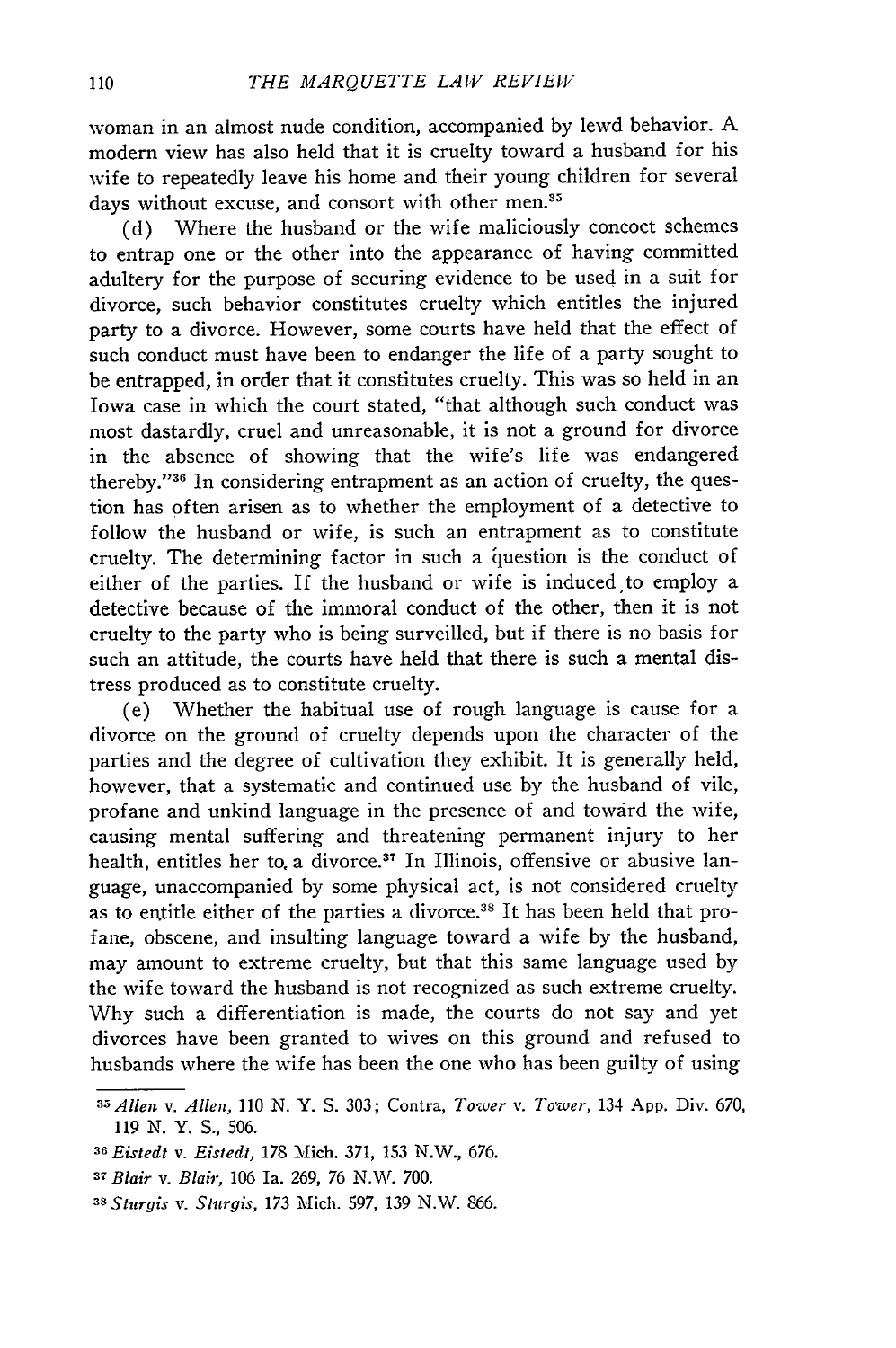woman in an almost nude condition, accompanied by lewd behavior. A modern view has also held that it is cruelty toward a husband for his wife to repeatedly leave his home and their young children for several days without excuse, and consort with other men.[35]

(d) Where the husband or the wife maliciously concoct schemes to entrap one or the other into the appearance of having committed adultery for the purpose of securing evidence to be used in a suit for divorce, such behavior constitutes cruelty which entitles the injured party to a divorce. However, some courts have held that the effect of such conduct must have been to endanger the life of a party sought to be entrapped, in order that it constitutes cruelty. This was so held in an Iowa case in which the court stated, "that although such conduct was most dastardly, cruel and unreasonable, it is not a ground for divorce in the absence of showing that the wife's life was endangered thereby."[36] In considering entrapment as an action of cruelty, the question has often arisen as to whether the employment of a detective to follow the husband or wife, is such an entrapment as to constitute cruelty. The determining factor in such a question is the conduct of either of the parties. If the husband or wife is induced to employ a detective because of the immoral conduct of the other, then it is not cruelty to the party who is being surveilled, but if there is no basis for such an attitude, the courts have held that there is such a mental distress produced as to constitute cruelty.

(e) Whether the habitual use of rough language is cause for a divorce on the ground of cruelty depends upon the character of the parties and the degree of cultivation they exhibit. It is generally held, however, that a systematic and continued use by the husband of vile, profane and unkind language in the presence of and toward the wife, causing mental suffering and threatening permanent injury to her health, entitles her to a divorce.[37] In Illinois, offensive or abusive language, unaccompanied by some physical act, is not considered cruelty as to entitle either of the parties a divorce.[38] It has been held that profane, obscene, and insulting language toward a wife by the husband, may amount to extreme cruelty, but that this same language used by the wife toward the husband is not recognized as such extreme cruelty. Why such a differentiation is made, the courts do not say and yet divorces have been granted to wives on this ground and refused to husbands where the wife has been the one who has been guilty of using

---

[35] *Allen* v. *Allen*, 110 N. Y. S. 303; Contra, *Tower* v. *Tower*, 134 App. Div. 670, 119 N. Y. S., 506.

[36] *Eistedt* v. *Eistedt*, 178 Mich. 371, 153 N.W., 676.

[37] *Blair* v. *Blair*, 106 Ia. 269, 76 N.W. 700.

[38] *Sturgis* v. *Sturgis*, 173 Mich. 597, 139 N.W. 866.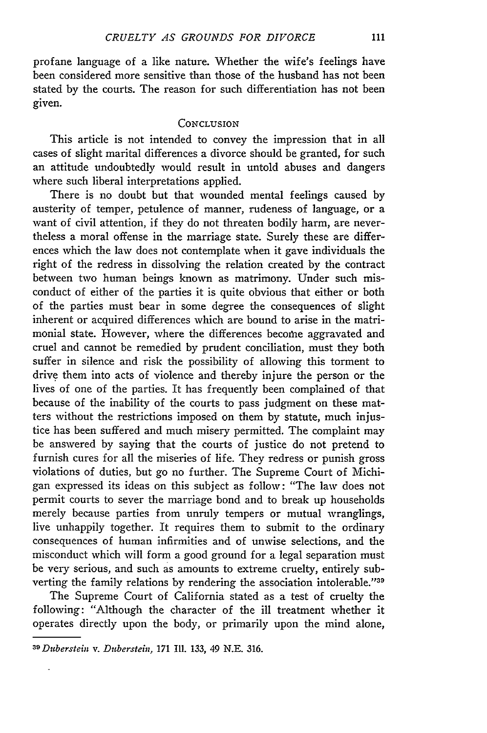profane language of a like nature. Whether the wife's feelings have been considered more sensitive than those of the husband has not been stated by the courts. The reason for such differentiation has not been given.

## CONCLUSION

This article is not intended to convey the impression that in all cases of slight marital differences a divorce should be granted, for such an attitude undoubtedly would result in untold abuses and dangers where such liberal interpretations applied.

There is no doubt but that wounded mental feelings caused by austerity of temper, petulence of manner, rudeness of language, or a want of civil attention, if they do not threaten bodily harm, are nevertheless a moral offense in the marriage state. Surely these are differences which the law does not contemplate when it gave individuals the right of the redress in dissolving the relation created by the contract between two human beings known as matrimony. Under such misconduct of either of the parties it is quite obvious that either or both of the parties must bear in some degree the consequences of slight inherent or acquired differences which are bound to arise in the matrimonial state. However, where the differences become aggravated and cruel and cannot be remedied by prudent conciliation, must they both suffer in silence and risk the possibility of allowing this torment to drive them into acts of violence and thereby injure the person or the lives of one of the parties. It has frequently been complained of that because of the inability of the courts to pass judgment on these matters without the restrictions imposed on them by statute, much injustice has been suffered and much misery permitted. The complaint may be answered by saying that the courts of justice do not pretend to furnish cures for all the miseries of life. They redress or punish gross violations of duties, but go no further. The Supreme Court of Michigan expressed its ideas on this subject as follow: "The law does not permit courts to sever the marriage bond and to break up households merely because parties from unruly tempers or mutual wranglings, live unhappily together. It requires them to submit to the ordinary consequences of human infirmities and of unwise selections, and the misconduct which will form a good ground for a legal separation must be very serious, and such as amounts to extreme cruelty, entirely subverting the family relations by rendering the association intolerable."[39]

The Supreme Court of California stated as a test of cruelty the following: "Although the character of the ill treatment whether it operates directly upon the body, or primarily upon the mind alone,

---

[39] *Duberstein* v. *Duberstein*, 171 Ill. 133, 49 N.E. 316.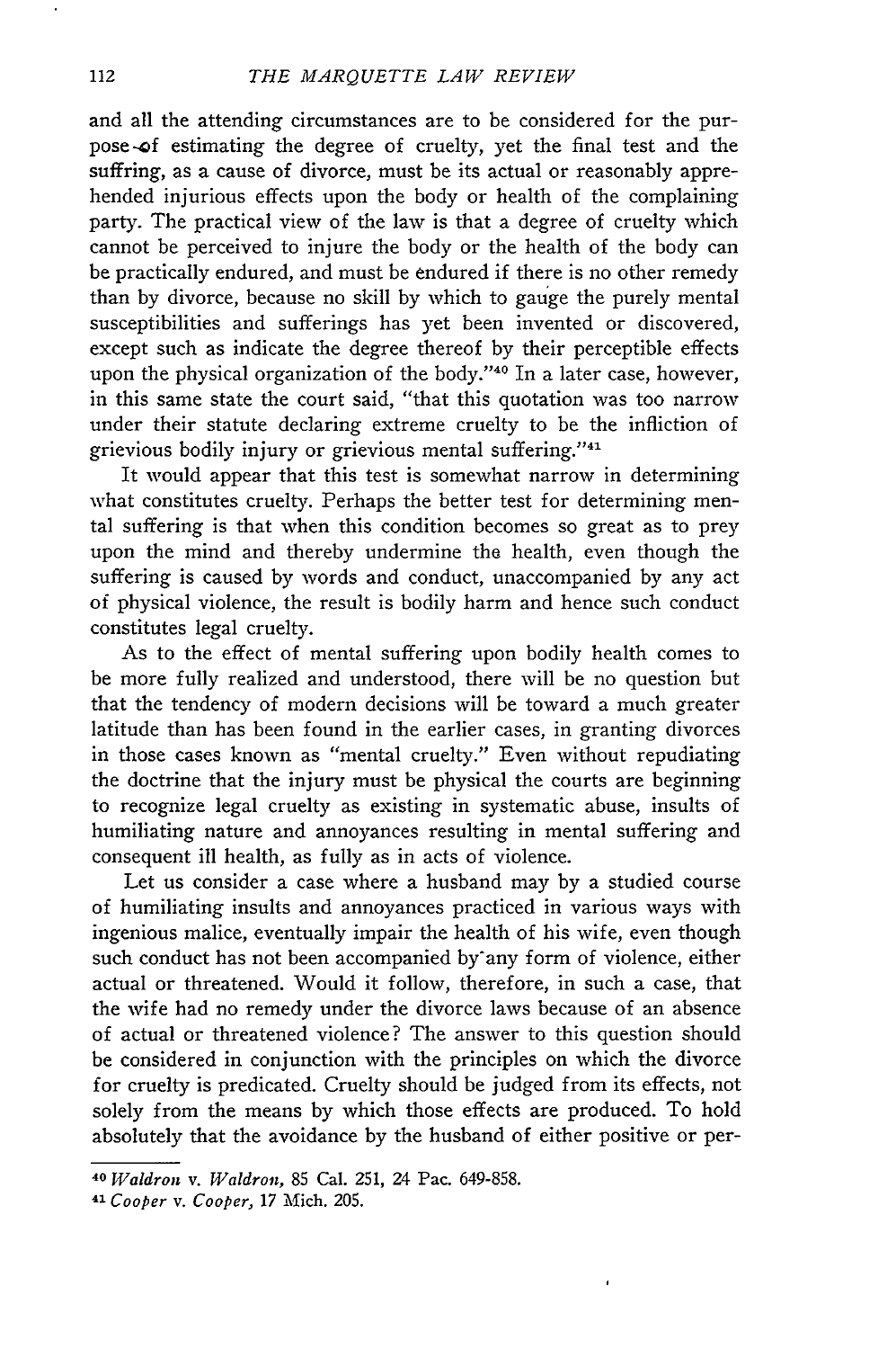and all the attending circumstances are to be considered for the purpose of estimating the degree of cruelty, yet the final test and the suffring, as a cause of divorce, must be its actual or reasonably apprehended injurious effects upon the body or health of the complaining party. The practical view of the law is that a degree of cruelty which cannot be perceived to injure the body or the health of the body can be practically endured, and must be endured if there is no other remedy than by divorce, because no skill by which to gauge the purely mental susceptibilities and sufferings has yet been invented or discovered, except such as indicate the degree thereof by their perceptible effects upon the physical organization of the body."[40] In a later case, however, in this same state the court said, "that this quotation was too narrow under their statute declaring extreme cruelty to be the infliction of grievious bodily injury or grievious mental suffering."[41]

It would appear that this test is somewhat narrow in determining what constitutes cruelty. Perhaps the better test for determining mental suffering is that when this condition becomes so great as to prey upon the mind and thereby undermine the health, even though the suffering is caused by words and conduct, unaccompanied by any act of physical violence, the result is bodily harm and hence such conduct constitutes legal cruelty.

As to the effect of mental suffering upon bodily health comes to be more fully realized and understood, there will be no question but that the tendency of modern decisions will be toward a much greater latitude than has been found in the earlier cases, in granting divorces in those cases known as "mental cruelty." Even without repudiating the doctrine that the injury must be physical the courts are beginning to recognize legal cruelty as existing in systematic abuse, insults of humiliating nature and annoyances resulting in mental suffering and consequent ill health, as fully as in acts of violence.

Let us consider a case where a husband may by a studied course of humiliating insults and annoyances practiced in various ways with ingenious malice, eventually impair the health of his wife, even though such conduct has not been accompanied by any form of violence, either actual or threatened. Would it follow, therefore, in such a case, that the wife had no remedy under the divorce laws because of an absence of actual or threatened violence? The answer to this question should be considered in conjunction with the principles on which the divorce for cruelty is predicated. Cruelty should be judged from its effects, not solely from the means by which those effects are produced. To hold absolutely that the avoidance by the husband of either positive or per-

---

[40] *Waldron* v. *Waldron*, 85 Cal. 251, 24 Pac. 649-858.

[41] *Cooper* v. *Cooper*, 17 Mich. 205.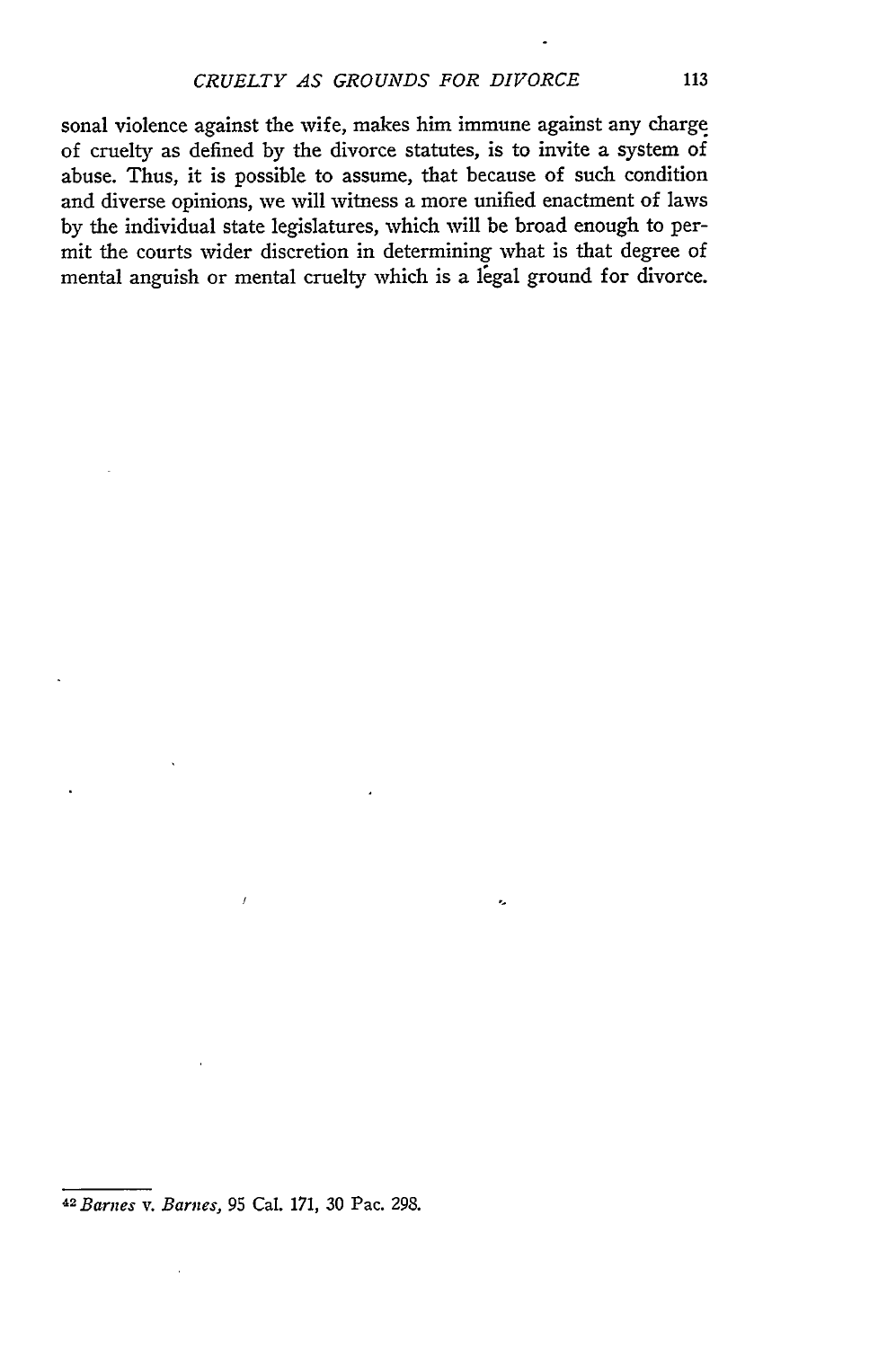sonal violence against the wife, makes him immune against any charge of cruelty as defined by the divorce statutes, is to invite a system of abuse. Thus, it is possible to assume, that because of such condition and diverse opinions, we will witness a more unified enactment of laws by the individual state legislatures, which will be broad enough to permit the courts wider discretion in determining what is that degree of mental anguish or mental cruelty which is a legal ground for divorce.

---

[42] *Barnes* v. *Barnes*, 95 Cal. 171, 30 Pac. 298.